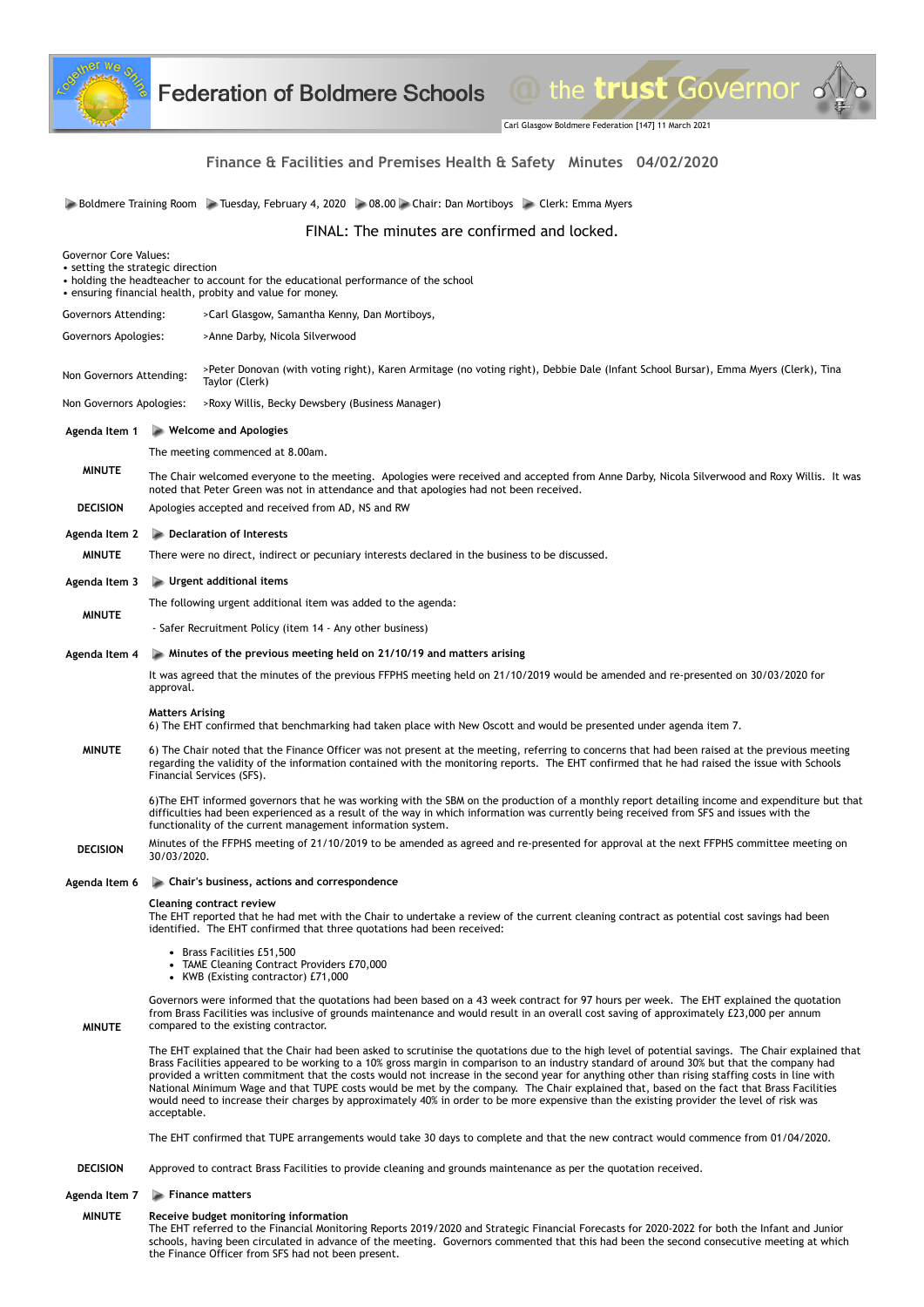# Federation of Boldmere Schools

Carl Glasgow Boldmere Federation [147] 11 March 2021

## Finance & Facilities and Premises Health & Safety Minutes 04/02/2020

Boldmere Training Room ▶ Tuesday, February 4, 2020 ▶ 08.00 ▶ Chair: Dan Mortiboys ▶ Clerk: Emma Myers

**FINAL: The minutes are confirmed and locked.**

Governor Core Values:
- setting the strategic direction
- holding the headteacher to account for the educational performance of the school
- ensuring financial health, probity and value for money.

| | |
|---|---|
| Governors Attending: | >Carl Glasgow, Samantha Kenny, Dan Mortiboys, |
| Governors Apologies: | >Anne Darby, Nicola Silverwood |
| Non Governors Attending: | >Peter Donovan (with voting right), Karen Armitage (no voting right), Debbie Dale (Infant School Bursar), Emma Myers (Clerk), Tina Taylor (Clerk) |
| Non Governors Apologies: | >Roxy Willis, Becky Dewsbery (Business Manager) |

### Agenda Item 1 — Welcome and Apologies

The meeting commenced at 8.00am.

**MINUTE**
The Chair welcomed everyone to the meeting. Apologies were received and accepted from Anne Darby, Nicola Silverwood and Roxy Willis. It was noted that Peter Green was not in attendance and that apologies had not been received.

**DECISION**
Apologies accepted and received from AD, NS and RW

### Agenda Item 2 — Declaration of Interests

**MINUTE**
There were no direct, indirect or pecuniary interests declared in the business to be discussed.

### Agenda Item 3 — Urgent additional items

**MINUTE**
The following urgent additional item was added to the agenda:

- Safer Recruitment Policy (item 14 - Any other business)

### Agenda Item 4 — Minutes of the previous meeting held on 21/10/19 and matters arising

**MINUTE**
It was agreed that the minutes of the previous FFPHS meeting held on 21/10/2019 would be amended and re-presented on 30/03/2020 for approval.

**Matters Arising**
6) The EHT confirmed that benchmarking had taken place with New Oscott and would be presented under agenda item 7.

6) The Chair noted that the Finance Officer was not present at the meeting, referring to concerns that had been raised at the previous meeting regarding the validity of the information contained with the monitoring reports. The EHT confirmed that he had raised the issue with Schools Financial Services (SFS).

6)The EHT informed governors that he was working with the SBM on the production of a monthly report detailing income and expenditure but that difficulties had been experienced as a result of the way in which information was currently being received from SFS and issues with the functionality of the current management information system.

**DECISION**
Minutes of the FFPHS meeting of 21/10/2019 to be amended as agreed and re-presented for approval at the next FFPHS committee meeting on 30/03/2020.

### Agenda Item 6 — Chair's business, actions and correspondence

**MINUTE**
**Cleaning contract review**
The EHT reported that he had met with the Chair to undertake a review of the current cleaning contract as potential cost savings had been identified. The EHT confirmed that three quotations had been received:

- Brass Facilities £51,500
- TAME Cleaning Contract Providers £70,000
- KWB (Existing contractor) £71,000

Governors were informed that the quotations had been based on a 43 week contract for 97 hours per week. The EHT explained the quotation from Brass Facilities was inclusive of grounds maintenance and would result in an overall cost saving of approximately £23,000 per annum compared to the existing contractor.

The EHT explained that the Chair had been asked to scrutinise the quotations due to the high level of potential savings. The Chair explained that Brass Facilities appeared to be working to a 10% gross margin in comparison to an industry standard of around 30% but that the company had provided a written commitment that the costs would not increase in the second year for anything other than rising staffing costs in line with National Minimum Wage and that TUPE costs would be met by the company. The Chair explained that, based on the fact that Brass Facilities would need to increase their charges by approximately 40% in order to be more expensive than the existing provider the level of risk was acceptable.

The EHT confirmed that TUPE arrangements would take 30 days to complete and that the new contract would commence from 01/04/2020.

**DECISION**
Approved to contract Brass Facilities to provide cleaning and grounds maintenance as per the quotation received.

### Agenda Item 7 — Finance matters

**MINUTE**
**Receive budget monitoring information**
The EHT referred to the Financial Monitoring Reports 2019/2020 and Strategic Financial Forecasts for 2020-2022 for both the Infant and Junior schools, having been circulated in advance of the meeting. Governors commented that this had been the second consecutive meeting at which the Finance Officer from SFS had not been present.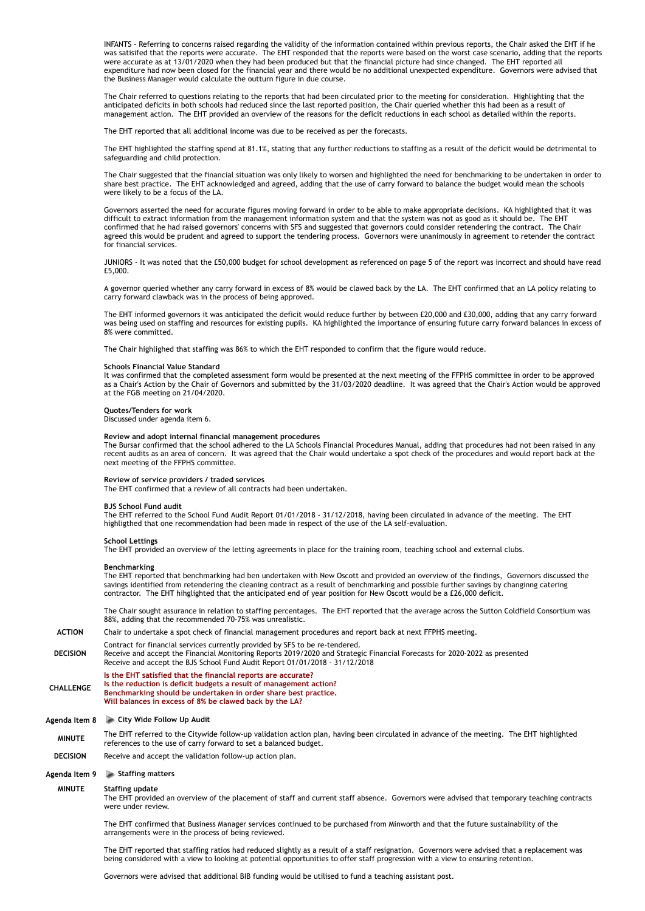INFANTS - Referring to concerns raised regarding the validity of the information contained within previous reports, the Chair asked the EHT if he was satisifed that the reports were accurate. The EHT responded that the reports were based on the worst case scenario, adding that the reports were accurate as at 13/01/2020 when they had been produced but that the financial picture had since changed. The EHT reported all expenditure had now been closed for the financial year and there would be no additional unexpected expenditure. Governors were advised that the Business Manager would calculate the outturn figure in due course.

The Chair referred to questions relating to the reports that had been circulated prior to the meeting for consideration. Highlighting that the anticipated deficits in both schools had reduced since the last reported position, the Chair queried whether this had been as a result of management action. The EHT provided an overview of the reasons for the deficit reductions in each school as detailed within the reports.

The EHT reported that all additional income was due to be received as per the forecasts.

The EHT highlighted the staffing spend at 81.1%, stating that any further reductions to staffing as a result of the deficit would be detrimental to safeguarding and child protection.

The Chair suggested that the financial situation was only likely to worsen and highlighted the need for benchmarking to be undertaken in order to share best practice. The EHT acknowledged and agreed, adding that the use of carry forward to balance the budget would mean the schools were likely to be a focus of the LA.

Governors asserted the need for accurate figures moving forward in order to be able to make appropriate decisions. KA highlighted that it was difficult to extract information from the management information system and that the system was not as good as it should be. The EHT confirmed that he had raised governors' concerns with SFS and suggested that governors could consider retendering the contract. The Chair agreed this would be prudent and agreed to support the tendering process. Governors were unanimously in agreement to retender the contract for financial services.

JUNIORS - It was noted that the £50,000 budget for school development as referenced on page 5 of the report was incorrect and should have read £5,000.

A governor queried whether any carry forward in excess of 8% would be clawed back by the LA. The EHT confirmed that an LA policy relating to carry forward clawback was in the process of being approved.

The EHT informed governors it was anticipated the deficit would reduce further by between £20,000 and £30,000, adding that any carry forward was being used on staffing and resources for existing pupils. KA highlighted the importance of ensuring future carry forward balances in excess of 8% were committed.

The Chair highlighed that staffing was 86% to which the EHT responded to confirm that the figure would reduce.

**Schools Financial Value Standard**
It was confirmed that the completed assessment form would be presented at the next meeting of the FFPHS committee in order to be approved as a Chair's Action by the Chair of Governors and submitted by the 31/03/2020 deadline. It was agreed that the Chair's Action would be approved at the FGB meeting on 21/04/2020.

**Quotes/Tenders for work**
Discussed under agenda item 6.

**Review and adopt internal financial management procedures**
The Bursar confirmed that the school adhered to the LA Schools Financial Procedures Manual, adding that procedures had not been raised in any recent audits as an area of concern. It was agreed that the Chair would undertake a spot check of the procedures and would report back at the next meeting of the FFPHS committee.

**Review of service providers / traded services**
The EHT confirmed that a review of all contracts had been undertaken.

**BJS School Fund audit**
The EHT referred to the School Fund Audit Report 01/01/2018 - 31/12/2018, having been circulated in advance of the meeting. The EHT highligthed that one recommendation had been made in respect of the use of the LA self-evaluation.

**School Lettings**
The EHT provided an overview of the letting agreements in place for the training room, teaching school and external clubs.

**Benchmarking**
The EHT reported that benchmarking had ben undertaken with New Oscott and provided an overview of the findings, Governors discussed the savings identified from retendering the cleaning contract as a result of benchmarking and possible further savings by changinng catering contractor. The EHT hihglighted that the anticipated end of year position for New Oscott would be a £26,000 deficit.

The Chair sought assurance in relation to staffing percentages. The EHT reported that the average across the Sutton Coldfield Consortium was 88%, adding that the recommended 70-75% was unrealistic.

**ACTION** Chair to undertake a spot check of financial management procedures and report back at next FFPHS meeting.

**DECISION**
Contract for financial services currently provided by SFS to be re-tendered.
Receive and accept the Financial Monitoring Reports 2019/2020 and Strategic Financial Forecasts for 2020-2022 as presented
Receive and accept the BJS School Fund Audit Report 01/01/2018 - 31/12/2018

**CHALLENGE**
**Is the EHT satisfied that the financial reports are accurate?**
**Is the reduction is deficit budgets a result of management action?**
**Benchmarking should be undertaken in order share best practice.**
**Will balances in excess of 8% be clawed back by the LA?**

## Agenda Item 8 City Wide Follow Up Audit

**MINUTE** The EHT referred to the Citywide follow-up validation action plan, having been circulated in advance of the meeting. The EHT highlighted references to the use of carry forward to set a balanced budget.

**DECISION** Receive and accept the validation follow-up action plan.

## Agenda Item 9 Staffing matters

**MINUTE**

**Staffing update**
The EHT provided an overview of the placement of staff and current staff absence. Governors were advised that temporary teaching contracts were under review.

The EHT confirmed that Business Manager services continued to be purchased from Minworth and that the future sustainability of the arrangements were in the process of being reviewed.

The EHT reported that staffing ratios had reduced slightly as a result of a staff resignation. Governors were advised that a replacement was being considered with a view to looking at potential opportunities to offer staff progression with a view to ensuring retention.

Governors were advised that additional BIB funding would be utilised to fund a teaching assistant post.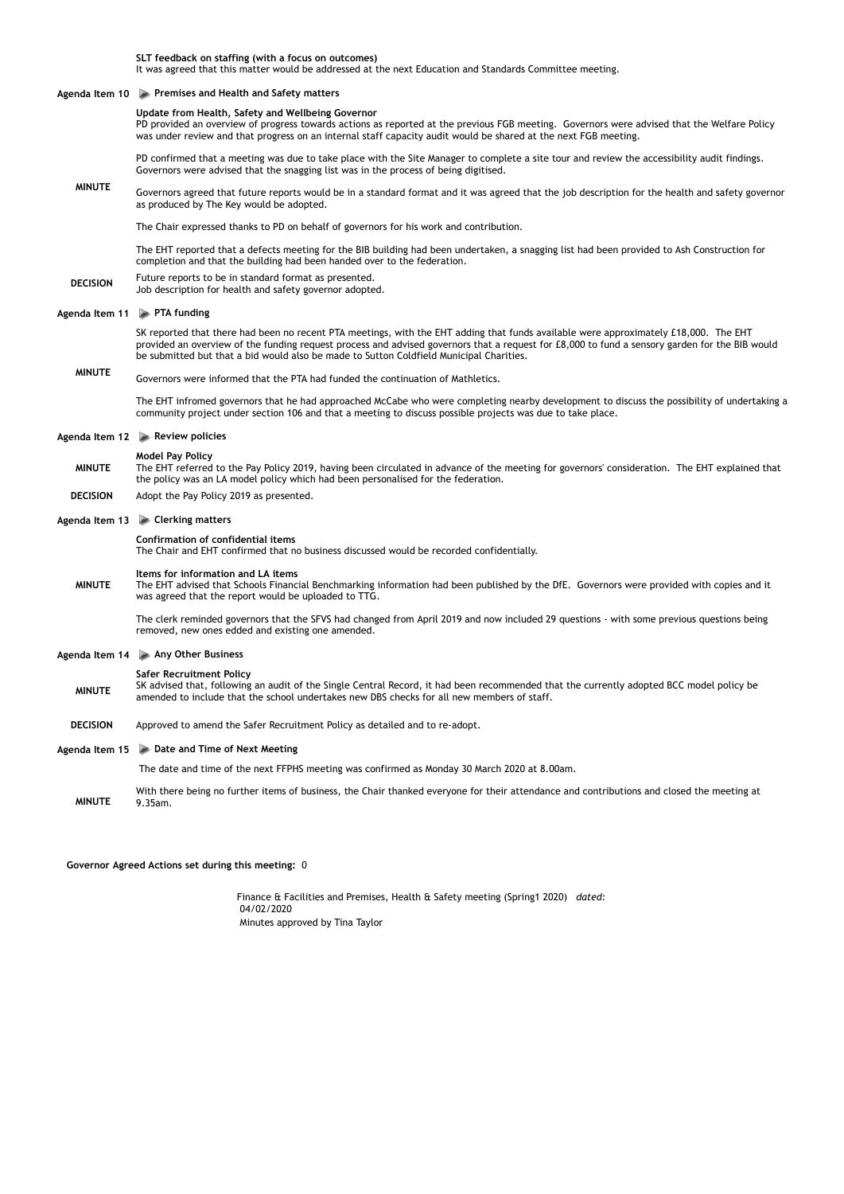**SLT feedback on staffing (with a focus on outcomes)**
It was agreed that this matter would be addressed at the next Education and Standards Committee meeting.

## Agenda Item 10 ▶ Premises and Health and Safety matters

**MINUTE**

**Update from Health, Safety and Wellbeing Governor**
PD provided an overview of progress towards actions as reported at the previous FGB meeting. Governors were advised that the Welfare Policy was under review and that progress on an internal staff capacity audit would be shared at the next FGB meeting.

PD confirmed that a meeting was due to take place with the Site Manager to complete a site tour and review the accessibility audit findings. Governors were advised that the snagging list was in the process of being digitised.

Governors agreed that future reports would be in a standard format and it was agreed that the job description for the health and safety governor as produced by The Key would be adopted.

The Chair expressed thanks to PD on behalf of governors for his work and contribution.

The EHT reported that a defects meeting for the BIB building had been undertaken, a snagging list had been provided to Ash Construction for completion and that the building had been handed over to the federation.

**DECISION**

Future reports to be in standard format as presented.
Job description for health and safety governor adopted.

## Agenda Item 11 ▶ PTA funding

**MINUTE**

SK reported that there had been no recent PTA meetings, with the EHT adding that funds available were approximately £18,000. The EHT provided an overview of the funding request process and advised governors that a request for £8,000 to fund a sensory garden for the BIB would be submitted but that a bid would also be made to Sutton Coldfield Municipal Charities.

Governors were informed that the PTA had funded the continuation of Mathletics.

The EHT infromed governors that he had approached McCabe who were completing nearby development to discuss the possibility of undertaking a community project under section 106 and that a meeting to discuss possible projects was due to take place.

## Agenda Item 12 ▶ Review policies

**MINUTE**

**Model Pay Policy**
The EHT referred to the Pay Policy 2019, having been circulated in advance of the meeting for governors' consideration. The EHT explained that the policy was an LA model policy which had been personalised for the federation.

**DECISION**

Adopt the Pay Policy 2019 as presented.

## Agenda Item 13 ▶ Clerking matters

**MINUTE**

**Confirmation of confidential items**
The Chair and EHT confirmed that no business discussed would be recorded confidentially.

**Items for information and LA items**
The EHT advised that Schools Financial Benchmarking information had been published by the DfE. Governors were provided with copies and it was agreed that the report would be uploaded to TTG.

The clerk reminded governors that the SFVS had changed from April 2019 and now included 29 questions - with some previous questions being removed, new ones edded and existing one amended.

## Agenda Item 14 ▶ Any Other Business

**MINUTE**

**Safer Recruitment Policy**
SK advised that, following an audit of the Single Central Record, it had been recommended that the currently adopted BCC model policy be amended to include that the school undertakes new DBS checks for all new members of staff.

**DECISION**

Approved to amend the Safer Recruitment Policy as detailed and to re-adopt.

## Agenda Item 15 ▶ Date and Time of Next Meeting

**MINUTE**

The date and time of the next FFPHS meeting was confirmed as Monday 30 March 2020 at 8.00am.

With there being no further items of business, the Chair thanked everyone for their attendance and contributions and closed the meeting at 9.35am.

**Governor Agreed Actions set during this meeting:** 0

Finance & Facilities and Premises, Health & Safety meeting (Spring1 2020) *dated:*
04/02/2020
Minutes approved by Tina Taylor